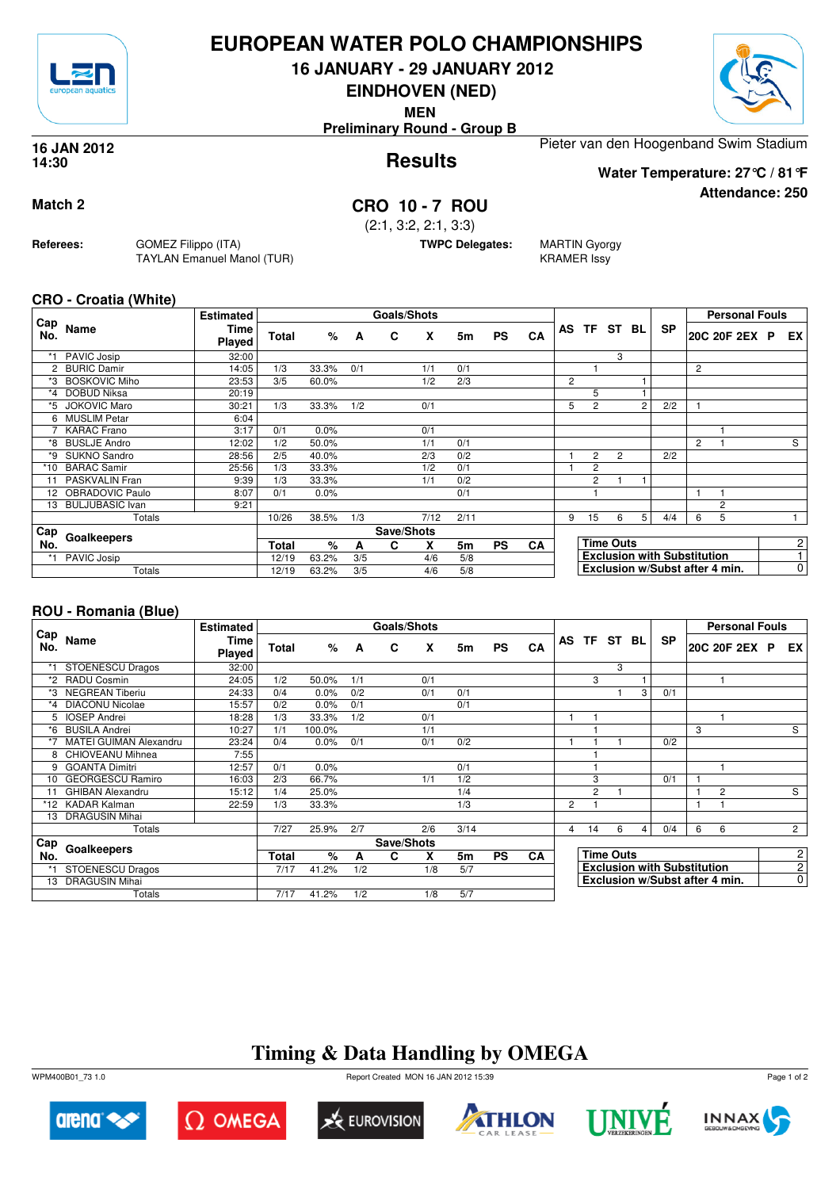# EUROPEAN WATER POLO CHAMPIONSHIPS

**16 JANUARY - 29 JANUARY 2012**

**EINDHOVEN (NED)**

**MEN**

**Preliminary Round - Group B**

**16 JAN 2012**
**14:30**

## Results

Pieter van den Hoogenband Swim Stadium

**Water Temperature: 27°C / 81°F**

**Attendance: 250**

**Match 2**

## CRO 10 - 7 ROU

(2:1, 3:2, 2:1, 3:3)

**Referees:** GOMEZ Filippo (ITA), TAYLAN Emanuel Manol (TUR)

**TWPC Delegates:** MARTIN Gyorgy, KRAMER Issy

### CRO - Croatia (White)

| Cap No. | Name | Estimated Time Played | Total | % | A | C | X | 5m | PS | CA | AS | TF | ST | BL | SP | 20C | 20F | 2EX | P | EX |
|---|---|---|---|---|---|---|---|---|---|---|---|---|---|---|---|---|---|---|---|---|
| *1 | PAVIC Josip | 32:00 | | | | | | | | | | | 3 | | | | | | | |
| 2 | BURIC Damir | 14:05 | 1/3 | 33.3% | 0/1 | | 1/1 | 0/1 | | | | 1 | | | | 2 | | | | |
| *3 | BOSKOVIC Miho | 23:53 | 3/5 | 60.0% | | | 1/2 | 2/3 | | | 2 | | | 1 | | | | | | |
| *4 | DOBUD Niksa | 20:19 | | | | | | | | | | 5 | | 1 | | | | | | |
| *5 | JOKOVIC Maro | 30:21 | 1/3 | 33.3% | 1/2 | | 0/1 | | | | 5 | 2 | | 2 | 2/2 | 1 | | | | |
| 6 | MUSLIM Petar | 6:04 | | | | | | | | | | | | | | | | | | |
| 7 | KARAC Frano | 3:17 | 0/1 | 0.0% | | | 0/1 | | | | | | | | | | 1 | | | |
| *8 | BUSLJE Andro | 12:02 | 1/2 | 50.0% | | | 1/1 | 0/1 | | | | | | | | 2 | 1 | | | S |
| *9 | SUKNO Sandro | 28:56 | 2/5 | 40.0% | | | 2/3 | 0/2 | | | 1 | 2 | 2 | | 2/2 | | | | | |
| *10 | BARAC Samir | 25:56 | 1/3 | 33.3% | | | 1/2 | 0/1 | | | 1 | 2 | | | | | | | | |
| 11 | PASKVALIN Fran | 9:39 | 1/3 | 33.3% | | | 1/1 | 0/2 | | | | 2 | 1 | 1 | | | | | | |
| 12 | OBRADOVIC Paulo | 8:07 | 0/1 | 0.0% | | | | 0/1 | | | | 1 | | | | 1 | 1 | | | |
| 13 | BULJUBASIC Ivan | 9:21 | | | | | | | | | | | | | | | 2 | | | |
| | Totals | | 10/26 | 38.5% | 1/3 | | 7/12 | 2/11 | | | 9 | 15 | 6 | 5 | 4/4 | 6 | 5 | | | 1 |

| Cap No. | Goalkeepers | Total | % | A | C | X | 5m | PS | CA |
|---|---|---|---|---|---|---|---|---|---|
| *1 | PAVIC Josip | 12/19 | 63.2% | 3/5 | | 4/6 | 5/8 | | |
| | Totals | 12/19 | 63.2% | 3/5 | | 4/6 | 5/8 | | |

| | |
|---|---|
| Time Outs | 2 |
| Exclusion with Substitution | 1 |
| Exclusion w/Subst after 4 min. | 0 |

### ROU - Romania (Blue)

| Cap No. | Name | Estimated Time Played | Total | % | A | C | X | 5m | PS | CA | AS | TF | ST | BL | SP | 20C | 20F | 2EX | P | EX |
|---|---|---|---|---|---|---|---|---|---|---|---|---|---|---|---|---|---|---|---|---|
| *1 | STOENESCU Dragos | 32:00 | | | | | | | | | | | 3 | | | | | | | |
| *2 | RADU Cosmin | 24:05 | 1/2 | 50.0% | 1/1 | | 0/1 | | | | | 3 | | 1 | | | 1 | | | |
| *3 | NEGREAN Tiberiu | 24:33 | 0/4 | 0.0% | 0/2 | | 0/1 | 0/1 | | | | | 1 | 3 | 0/1 | | | | | |
| *4 | DIACONU Nicolae | 15:57 | 0/2 | 0.0% | 0/1 | | | 0/1 | | | | | | | | | | | | |
| 5 | IOSEP Andrei | 18:28 | 1/3 | 33.3% | 1/2 | | 0/1 | | | | 1 | 1 | | | | | 1 | | | |
| *6 | BUSILA Andrei | 10:27 | 1/1 | 100.0% | | | 1/1 | | | | | 1 | | | | 3 | | | | S |
| *7 | MATEI GUIMAN Alexandru | 23:24 | 0/4 | 0.0% | 0/1 | | 0/1 | 0/2 | | | 1 | 1 | 1 | | 0/2 | | | | | |
| 8 | CHIOVEANU Mihnea | 7:55 | | | | | | | | | | 1 | | | | | | | | |
| 9 | GOANTA Dimitri | 12:57 | 0/1 | 0.0% | | | | 0/1 | | | | 1 | | | | | 1 | | | |
| 10 | GEORGESCU Ramiro | 16:03 | 2/3 | 66.7% | | | 1/1 | 1/2 | | | | 3 | | | 0/1 | 1 | | | | |
| 11 | GHIBAN Alexandru | 15:12 | 1/4 | 25.0% | | | | 1/4 | | | | 2 | 1 | | | 1 | 2 | | | S |
| *12 | KADAR Kalman | 22:59 | 1/3 | 33.3% | | | | 1/3 | | | 2 | 1 | | | | 1 | 1 | | | |
| 13 | DRAGUSIN Mihai | | | | | | | | | | | | | | | | | | | |
| | Totals | | 7/27 | 25.9% | 2/7 | | 2/6 | 3/14 | | | 4 | 14 | 6 | 4 | 0/4 | 6 | 6 | | | 2 |

| Cap No. | Goalkeepers | Total | % | A | C | X | 5m | PS | CA |
|---|---|---|---|---|---|---|---|---|---|
| *1 | STOENESCU Dragos | 7/17 | 41.2% | 1/2 | | 1/8 | 5/7 | | |
| 13 | DRAGUSIN Mihai | | | | | | | | |
| | Totals | 7/17 | 41.2% | 1/2 | | 1/8 | 5/7 | | |

| | |
|---|---|
| Time Outs | 2 |
| Exclusion with Substitution | 2 |
| Exclusion w/Subst after 4 min. | 0 |

## Timing & Data Handling by OMEGA

WPM400B01_73 1.0 — Report Created MON 16 JAN 2012 15:39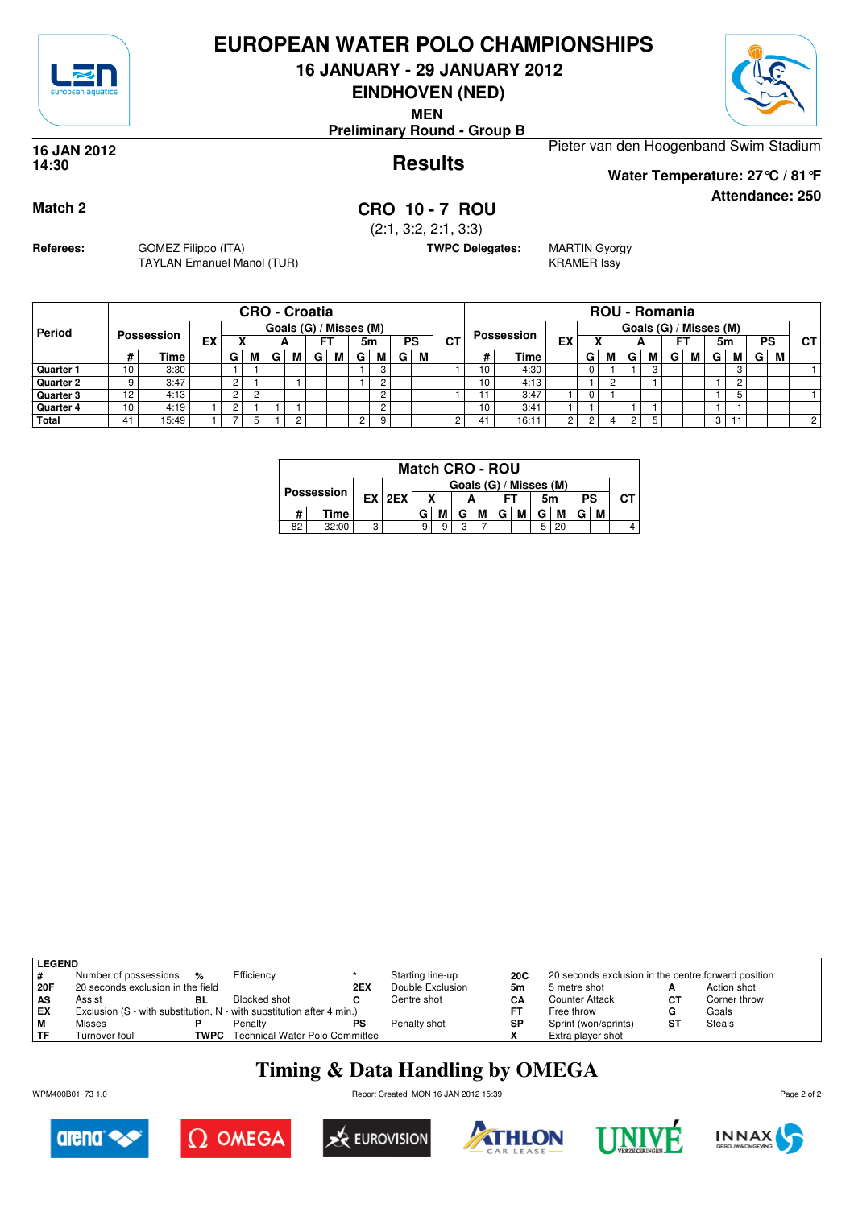# EUROPEAN WATER POLO CHAMPIONSHIPS

## 16 JANUARY - 29 JANUARY 2012

## EINDHOVEN (NED)

**MEN**

**Preliminary Round - Group B**

**16 JAN 2012**
**14:30**

## Results

Pieter van den Hoogenband Swim Stadium

**Water Temperature: 27°C / 81°F**

**Attendance: 250**

**Match 2**

## CRO 10 - 7 ROU

(2:1, 3:2, 2:1, 3:3)

**Referees:** GOMEZ Filippo (ITA), TAYLAN Emanuel Manol (TUR)

**TWPC Delegates:** MARTIN Gyorgy, KRAMER Issy

| Period | CRO - Croatia | | | | | | | | | | | | | | | | ROU - Romania | | | | | | | | | | | | | | | |
|---|---|---|---|---|---|---|---|---|---|---|---|---|---|---|---|---|---|---|---|---|---|---|---|---|---|---|---|---|---|---|---|---|
| | Possession | | EX | Goals (G) / Misses (M) | | | | | | | | | | | CT | Possession | | EX | Goals (G) / Misses (M) | | | | | | | | | | | CT |
| | | | | X | | A | | FT | | 5m | | PS | | | | | | | X | | A | | FT | | 5m | | PS | | | |
| | # | Time | | G | M | G | M | G | M | G | M | G | M | | # | Time | | G | M | G | M | G | M | G | M | G | M | |
| Quarter 1 | 10 | 3:30 | | 1 | 1 | | | | | 1 | 3 | | | 1 | 10 | 4:30 | | 0 | 1 | 1 | 3 | | | | 3 | | | 1 |
| Quarter 2 | 9 | 3:47 | | 2 | 1 | | 1 | | | 1 | 2 | | | | 10 | 4:13 | | 1 | 2 | | 1 | | | 1 | 2 | | | |
| Quarter 3 | 12 | 4:13 | | 2 | 2 | | | | | | 2 | | | 1 | 11 | 3:47 | 1 | 0 | 1 | | | | | 1 | 5 | | | 1 |
| Quarter 4 | 10 | 4:19 | 1 | 2 | 1 | 1 | 1 | | | | 2 | | | | 10 | 3:41 | 1 | 1 | | 1 | 1 | | | 1 | 1 | | | |
| Total | 41 | 15:49 | 1 | 7 | 5 | 1 | 2 | | | 2 | 9 | | | 2 | 41 | 16:11 | 2 | 2 | 4 | 2 | 5 | | | 3 | 11 | | | 2 |

| Match CRO - ROU | | | | | | | | | | | | | | |
|---|---|---|---|---|---|---|---|---|---|---|---|---|---|---|
| Possession | | EX | 2EX | Goals (G) / Misses (M) | | | | | | | | | | CT |
| | | | | X | | A | | FT | | 5m | | PS | | |
| # | Time | | | G | M | G | M | G | M | G | M | G | M | |
| 82 | 32:00 | 3 | | 9 | 9 | 3 | 7 | | | 5 | 20 | | | 4 |

| LEGEND | | | | | | | |
|---|---|---|---|---|---|---|---|
| # | Number of possessions | % | Efficiency | * | Starting line-up | 20C | 20 seconds exclusion in the centre forward position |
| 20F | 20 seconds exclusion in the field | | | 2EX | Double Exclusion | 5m | 5 metre shot |
| AS | Assist | BL | Blocked shot | C | Centre shot | CA | Counter Attack |
| EX | Exclusion (S - with substitution, N - with substitution after 4 min.) | | | | | FT | Free throw |
| M | Misses | P | Penalty | PS | Penalty shot | SP | Sprint (won/sprints) |
| TF | Turnover foul | TWPC | Technical Water Polo Committee | | | X | Extra player shot |
| A | Action shot | CT | Corner throw | G | Goals | ST | Steals |

## Timing & Data Handling by OMEGA

WPM400B01_73 1.0 Report Created MON 16 JAN 2012 15:39